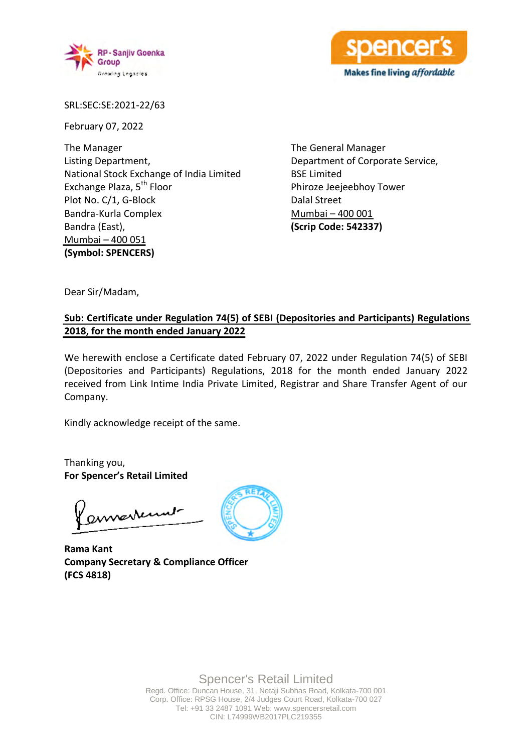SRL:SEC:SE:2021-22/63

February 07, 2022

The Manager
Listing Department,
National Stock Exchange of India Limited
Exchange Plaza, 5th Floor
Plot No. C/1, G-Block
Bandra-Kurla Complex
Bandra (East),
Mumbai – 400 051
**(Symbol: SPENCERS)**

The General Manager
Department of Corporate Service,
BSE Limited
Phiroze Jeejeebhoy Tower
Dalal Street
Mumbai – 400 001
**(Scrip Code: 542337)**

Dear Sir/Madam,

**Sub: Certificate under Regulation 74(5) of SEBI (Depositories and Participants) Regulations 2018, for the month ended January 2022**

We herewith enclose a Certificate dated February 07, 2022 under Regulation 74(5) of SEBI (Depositories and Participants) Regulations, 2018 for the month ended January 2022 received from Link Intime India Private Limited, Registrar and Share Transfer Agent of our Company.

Kindly acknowledge receipt of the same.

Thanking you,
**For Spencer's Retail Limited**

**Rama Kant**
**Company Secretary & Compliance Officer**
**(FCS 4818)**

Spencer's Retail Limited
Regd. Office: Duncan House, 31, Netaji Subhas Road, Kolkata-700 001
Corp. Office: RPSG House, 2/4 Judges Court Road, Kolkata-700 027
Tel: +91 33 2487 1091 Web: www.spencersretail.com
CIN: L74999WB2017PLC219355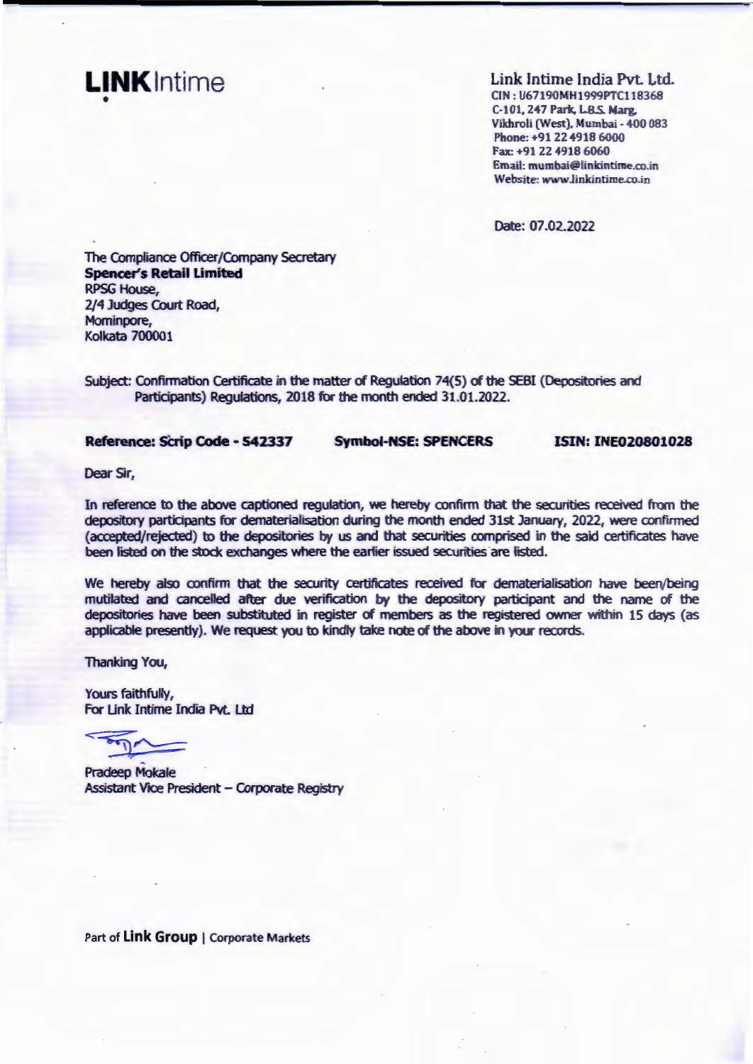**LINK** Intime

Link Intime India Pvt. Ltd.
CIN : U67190MH1999PTC118368
C-101, 247 Park, L.B.S. Marg,
Vikhroli (West), Mumbai - 400 083
Phone: +91 22 4918 6000
Fax: +91 22 4918 6060
Email: mumbai@linkintime.co.in
Website: www.linkintime.co.in

Date: 07.02.2022

The Compliance Officer/Company Secretary
**Spencer's Retail Limited**
RPSG House,
2/4 Judges Court Road,
Mominpore,
Kolkata 700001

Subject: Confirmation Certificate in the matter of Regulation 74(5) of the SEBI (Depositories and Participants) Regulations, 2018 for the month ended 31.01.2022.

**Reference: Scrip Code - 542337** **Symbol-NSE: SPENCERS** **ISIN: INE020801028**

Dear Sir,

In reference to the above captioned regulation, we hereby confirm that the securities received from the depository participants for dematerialisation during the month ended 31st January, 2022, were confirmed (accepted/rejected) to the depositories by us and that securities comprised in the said certificates have been listed on the stock exchanges where the earlier issued securities are listed.

We hereby also confirm that the security certificates received for dematerialisation have been/being mutilated and cancelled after due verification by the depository participant and the name of the depositories have been substituted in register of members as the registered owner within 15 days (as applicable presently). We request you to kindly take note of the above in your records.

Thanking You,

Yours faithfully,
For Link Intime India Pvt. Ltd

Pradeep Mokale
Assistant Vice President – Corporate Registry

Part of **Link Group** | Corporate Markets